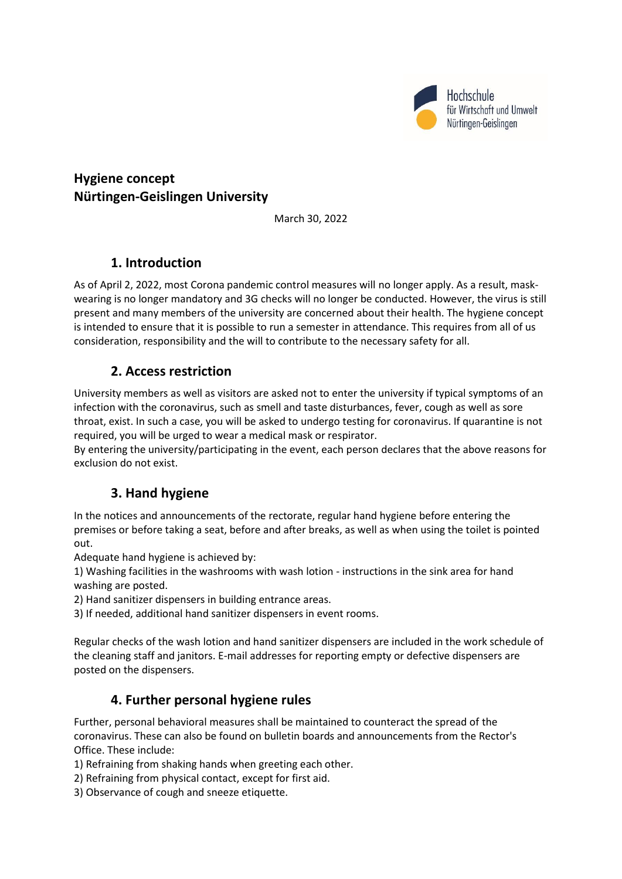Hochschule
für Wirtschaft und Umwelt
Nürtingen-Geislingen

# Hygiene concept
# Nürtingen-Geislingen University

March 30, 2022

## 1. Introduction

As of April 2, 2022, most Corona pandemic control measures will no longer apply. As a result, mask-wearing is no longer mandatory and 3G checks will no longer be conducted. However, the virus is still present and many members of the university are concerned about their health. The hygiene concept is intended to ensure that it is possible to run a semester in attendance. This requires from all of us consideration, responsibility and the will to contribute to the necessary safety for all.

## 2. Access restriction

University members as well as visitors are asked not to enter the university if typical symptoms of an infection with the coronavirus, such as smell and taste disturbances, fever, cough as well as sore throat, exist. In such a case, you will be asked to undergo testing for coronavirus. If quarantine is not required, you will be urged to wear a medical mask or respirator.

By entering the university/participating in the event, each person declares that the above reasons for exclusion do not exist.

## 3. Hand hygiene

In the notices and announcements of the rectorate, regular hand hygiene before entering the premises or before taking a seat, before and after breaks, as well as when using the toilet is pointed out.

Adequate hand hygiene is achieved by:

1) Washing facilities in the washrooms with wash lotion - instructions in the sink area for hand washing are posted.
2) Hand sanitizer dispensers in building entrance areas.
3) If needed, additional hand sanitizer dispensers in event rooms.

Regular checks of the wash lotion and hand sanitizer dispensers are included in the work schedule of the cleaning staff and janitors. E-mail addresses for reporting empty or defective dispensers are posted on the dispensers.

## 4. Further personal hygiene rules

Further, personal behavioral measures shall be maintained to counteract the spread of the coronavirus. These can also be found on bulletin boards and announcements from the Rector's Office. These include:

1) Refraining from shaking hands when greeting each other.
2) Refraining from physical contact, except for first aid.
3) Observance of cough and sneeze etiquette.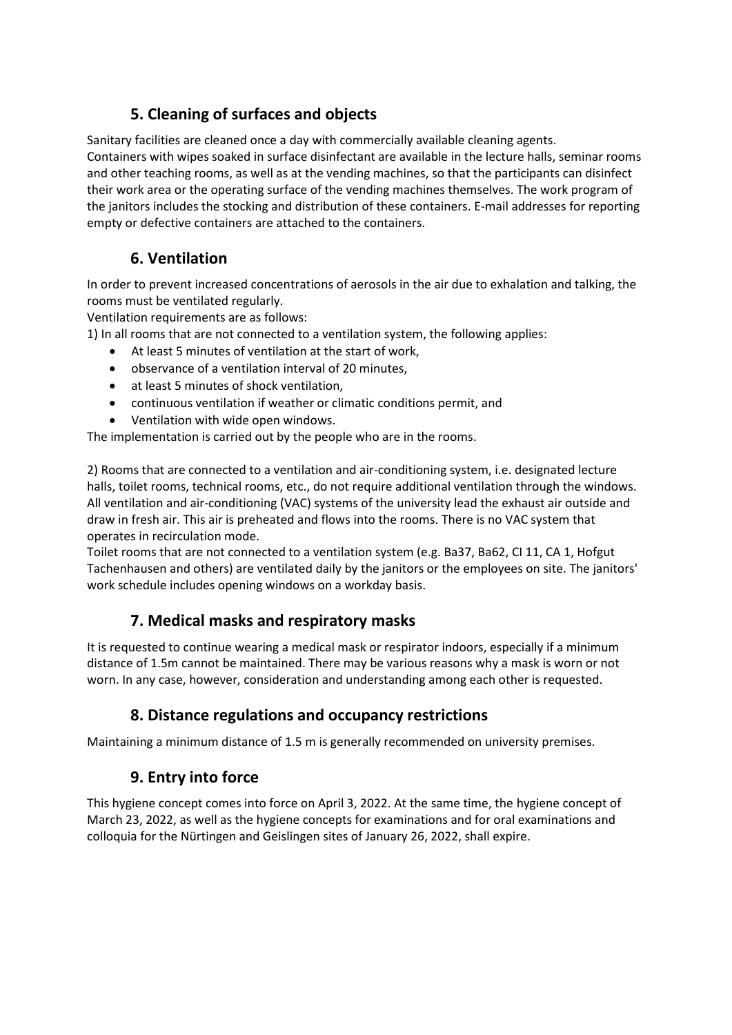## 5. Cleaning of surfaces and objects

Sanitary facilities are cleaned once a day with commercially available cleaning agents.
Containers with wipes soaked in surface disinfectant are available in the lecture halls, seminar rooms and other teaching rooms, as well as at the vending machines, so that the participants can disinfect their work area or the operating surface of the vending machines themselves. The work program of the janitors includes the stocking and distribution of these containers. E-mail addresses for reporting empty or defective containers are attached to the containers.

## 6. Ventilation

In order to prevent increased concentrations of aerosols in the air due to exhalation and talking, the rooms must be ventilated regularly.

Ventilation requirements are as follows:

1) In all rooms that are not connected to a ventilation system, the following applies:

- At least 5 minutes of ventilation at the start of work,
- observance of a ventilation interval of 20 minutes,
- at least 5 minutes of shock ventilation,
- continuous ventilation if weather or climatic conditions permit, and
- Ventilation with wide open windows.

The implementation is carried out by the people who are in the rooms.

2) Rooms that are connected to a ventilation and air-conditioning system, i.e. designated lecture halls, toilet rooms, technical rooms, etc., do not require additional ventilation through the windows. All ventilation and air-conditioning (VAC) systems of the university lead the exhaust air outside and draw in fresh air. This air is preheated and flows into the rooms. There is no VAC system that operates in recirculation mode.

Toilet rooms that are not connected to a ventilation system (e.g. Ba37, Ba62, CI 11, CA 1, Hofgut Tachenhausen and others) are ventilated daily by the janitors or the employees on site. The janitors' work schedule includes opening windows on a workday basis.

## 7. Medical masks and respiratory masks

It is requested to continue wearing a medical mask or respirator indoors, especially if a minimum distance of 1.5m cannot be maintained. There may be various reasons why a mask is worn or not worn. In any case, however, consideration and understanding among each other is requested.

## 8. Distance regulations and occupancy restrictions

Maintaining a minimum distance of 1.5 m is generally recommended on university premises.

## 9. Entry into force

This hygiene concept comes into force on April 3, 2022. At the same time, the hygiene concept of March 23, 2022, as well as the hygiene concepts for examinations and for oral examinations and colloquia for the Nürtingen and Geislingen sites of January 26, 2022, shall expire.